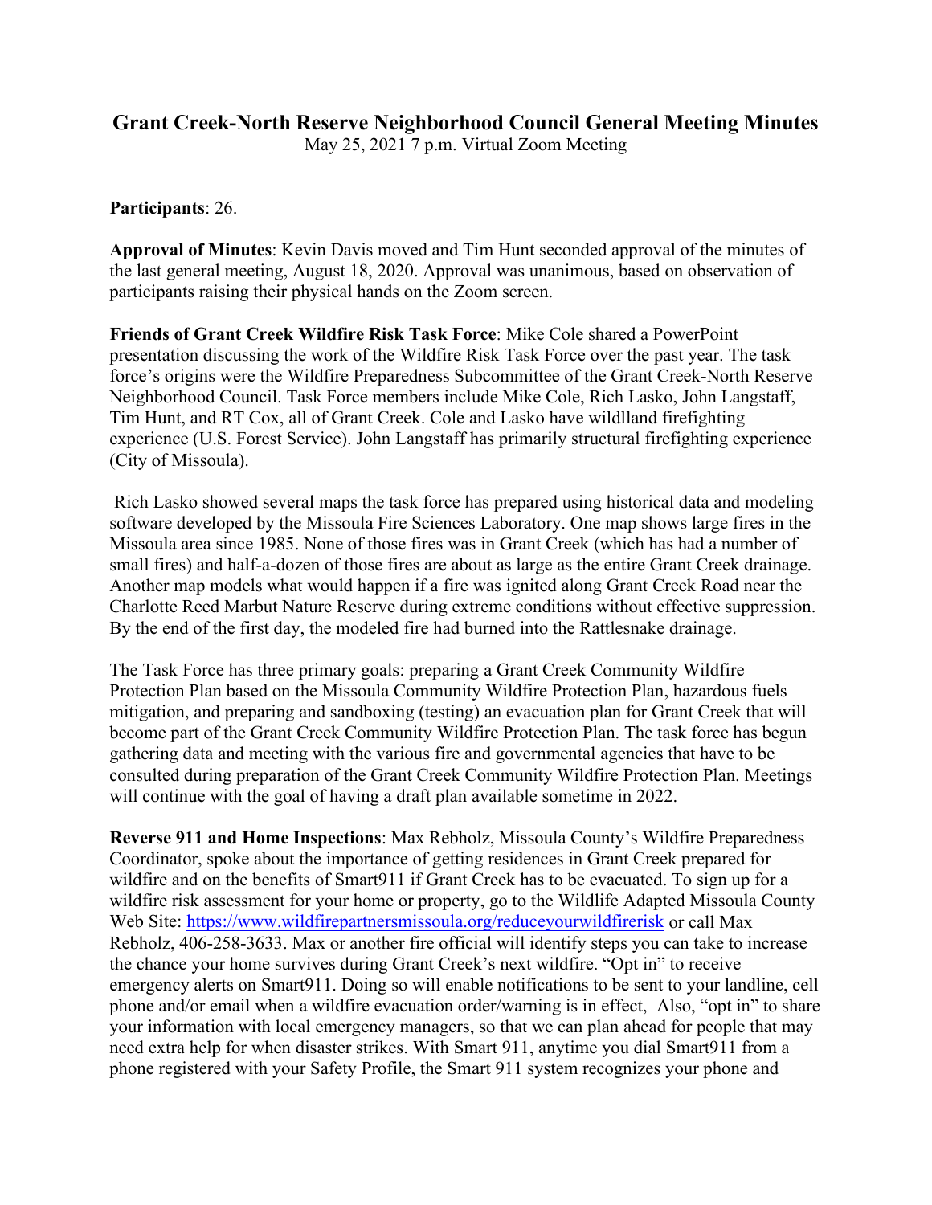# Grant Creek-North Reserve Neighborhood Council General Meeting Minutes

May 25, 2021 7 p.m. Virtual Zoom Meeting

**Participants**: 26.

**Approval of Minutes**: Kevin Davis moved and Tim Hunt seconded approval of the minutes of the last general meeting, August 18, 2020. Approval was unanimous, based on observation of participants raising their physical hands on the Zoom screen.

**Friends of Grant Creek Wildfire Risk Task Force**: Mike Cole shared a PowerPoint presentation discussing the work of the Wildfire Risk Task Force over the past year. The task force's origins were the Wildfire Preparedness Subcommittee of the Grant Creek-North Reserve Neighborhood Council. Task Force members include Mike Cole, Rich Lasko, John Langstaff, Tim Hunt, and RT Cox, all of Grant Creek. Cole and Lasko have wildlland firefighting experience (U.S. Forest Service). John Langstaff has primarily structural firefighting experience (City of Missoula).

Rich Lasko showed several maps the task force has prepared using historical data and modeling software developed by the Missoula Fire Sciences Laboratory. One map shows large fires in the Missoula area since 1985. None of those fires was in Grant Creek (which has had a number of small fires) and half-a-dozen of those fires are about as large as the entire Grant Creek drainage. Another map models what would happen if a fire was ignited along Grant Creek Road near the Charlotte Reed Marbut Nature Reserve during extreme conditions without effective suppression. By the end of the first day, the modeled fire had burned into the Rattlesnake drainage.

The Task Force has three primary goals: preparing a Grant Creek Community Wildfire Protection Plan based on the Missoula Community Wildfire Protection Plan, hazardous fuels mitigation, and preparing and sandboxing (testing) an evacuation plan for Grant Creek that will become part of the Grant Creek Community Wildfire Protection Plan. The task force has begun gathering data and meeting with the various fire and governmental agencies that have to be consulted during preparation of the Grant Creek Community Wildfire Protection Plan. Meetings will continue with the goal of having a draft plan available sometime in 2022.

**Reverse 911 and Home Inspections**: Max Rebholz, Missoula County's Wildfire Preparedness Coordinator, spoke about the importance of getting residences in Grant Creek prepared for wildfire and on the benefits of Smart911 if Grant Creek has to be evacuated. To sign up for a wildfire risk assessment for your home or property, go to the Wildlife Adapted Missoula County Web Site: [https://www.wildfirepartnersmissoula.org/reduceyourwildfirerisk](https://www.wildfirepartnersmissoula.org/reduceyourwildfirerisk) or call Max Rebholz, 406-258-3633. Max or another fire official will identify steps you can take to increase the chance your home survives during Grant Creek's next wildfire. "Opt in" to receive emergency alerts on Smart911. Doing so will enable notifications to be sent to your landline, cell phone and/or email when a wildfire evacuation order/warning is in effect, Also, "opt in" to share your information with local emergency managers, so that we can plan ahead for people that may need extra help for when disaster strikes. With Smart 911, anytime you dial Smart911 from a phone registered with your Safety Profile, the Smart 911 system recognizes your phone and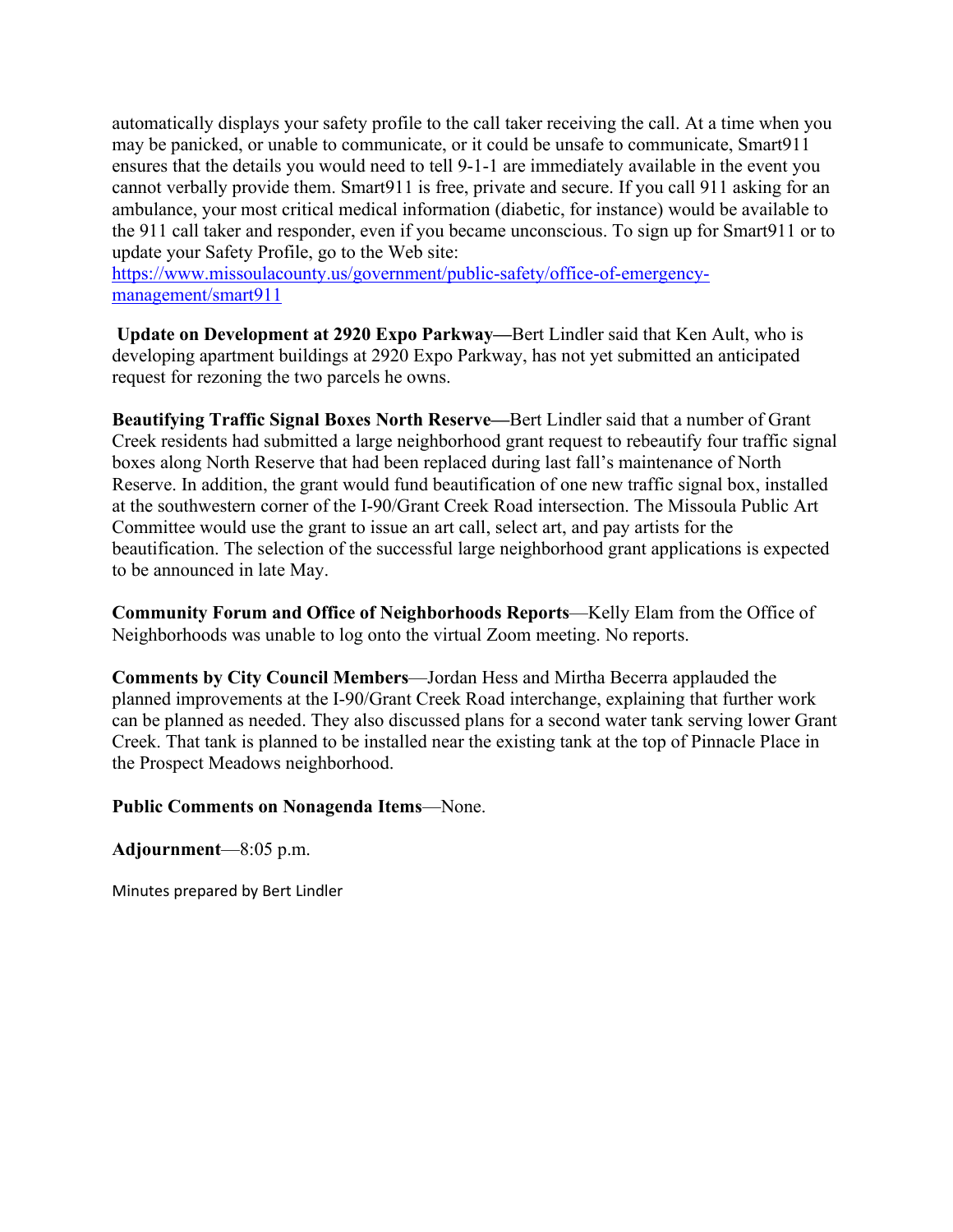automatically displays your safety profile to the call taker receiving the call. At a time when you may be panicked, or unable to communicate, or it could be unsafe to communicate, Smart911 ensures that the details you would need to tell 9-1-1 are immediately available in the event you cannot verbally provide them. Smart911 is free, private and secure. If you call 911 asking for an ambulance, your most critical medical information (diabetic, for instance) would be available to the 911 call taker and responder, even if you became unconscious. To sign up for Smart911 or to update your Safety Profile, go to the Web site: [https://www.missoulacounty.us/government/public-safety/office-of-emergency-management/smart911](https://www.missoulacounty.us/government/public-safety/office-of-emergency-management/smart911)

**Update on Development at 2920 Expo Parkway—**Bert Lindler said that Ken Ault, who is developing apartment buildings at 2920 Expo Parkway, has not yet submitted an anticipated request for rezoning the two parcels he owns.

**Beautifying Traffic Signal Boxes North Reserve—**Bert Lindler said that a number of Grant Creek residents had submitted a large neighborhood grant request to rebeautify four traffic signal boxes along North Reserve that had been replaced during last fall's maintenance of North Reserve. In addition, the grant would fund beautification of one new traffic signal box, installed at the southwestern corner of the I-90/Grant Creek Road intersection. The Missoula Public Art Committee would use the grant to issue an art call, select art, and pay artists for the beautification. The selection of the successful large neighborhood grant applications is expected to be announced in late May.

**Community Forum and Office of Neighborhoods Reports**—Kelly Elam from the Office of Neighborhoods was unable to log onto the virtual Zoom meeting. No reports.

**Comments by City Council Members**—Jordan Hess and Mirtha Becerra applauded the planned improvements at the I-90/Grant Creek Road interchange, explaining that further work can be planned as needed. They also discussed plans for a second water tank serving lower Grant Creek. That tank is planned to be installed near the existing tank at the top of Pinnacle Place in the Prospect Meadows neighborhood.

**Public Comments on Nonagenda Items**—None.

**Adjournment**—8:05 p.m.

Minutes prepared by Bert Lindler